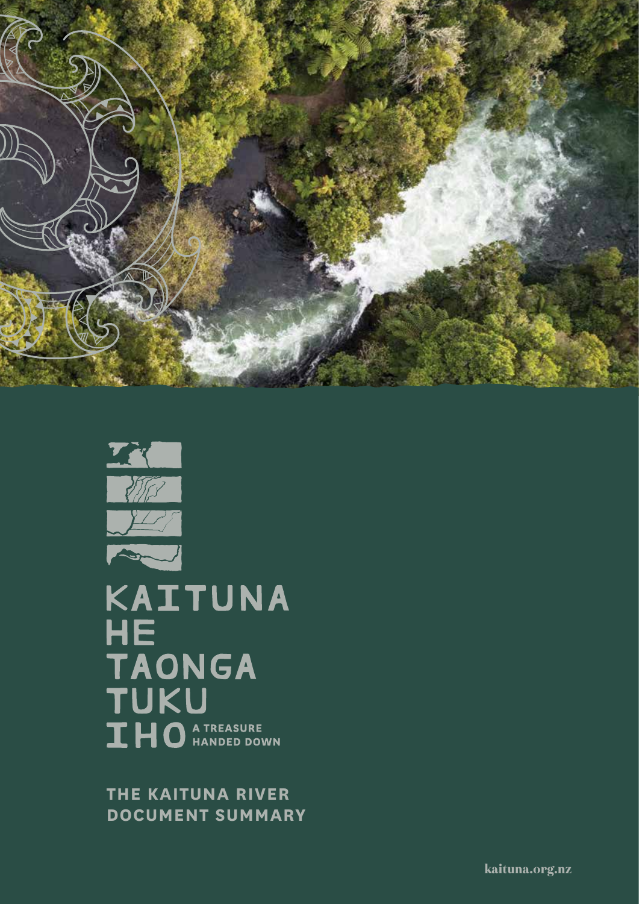# KAITUNA HE TAONGA TUKU IHO

A TREASURE HANDED DOWN

## THE KAITUNA RIVER DOCUMENT SUMMARY

kaituna.org.nz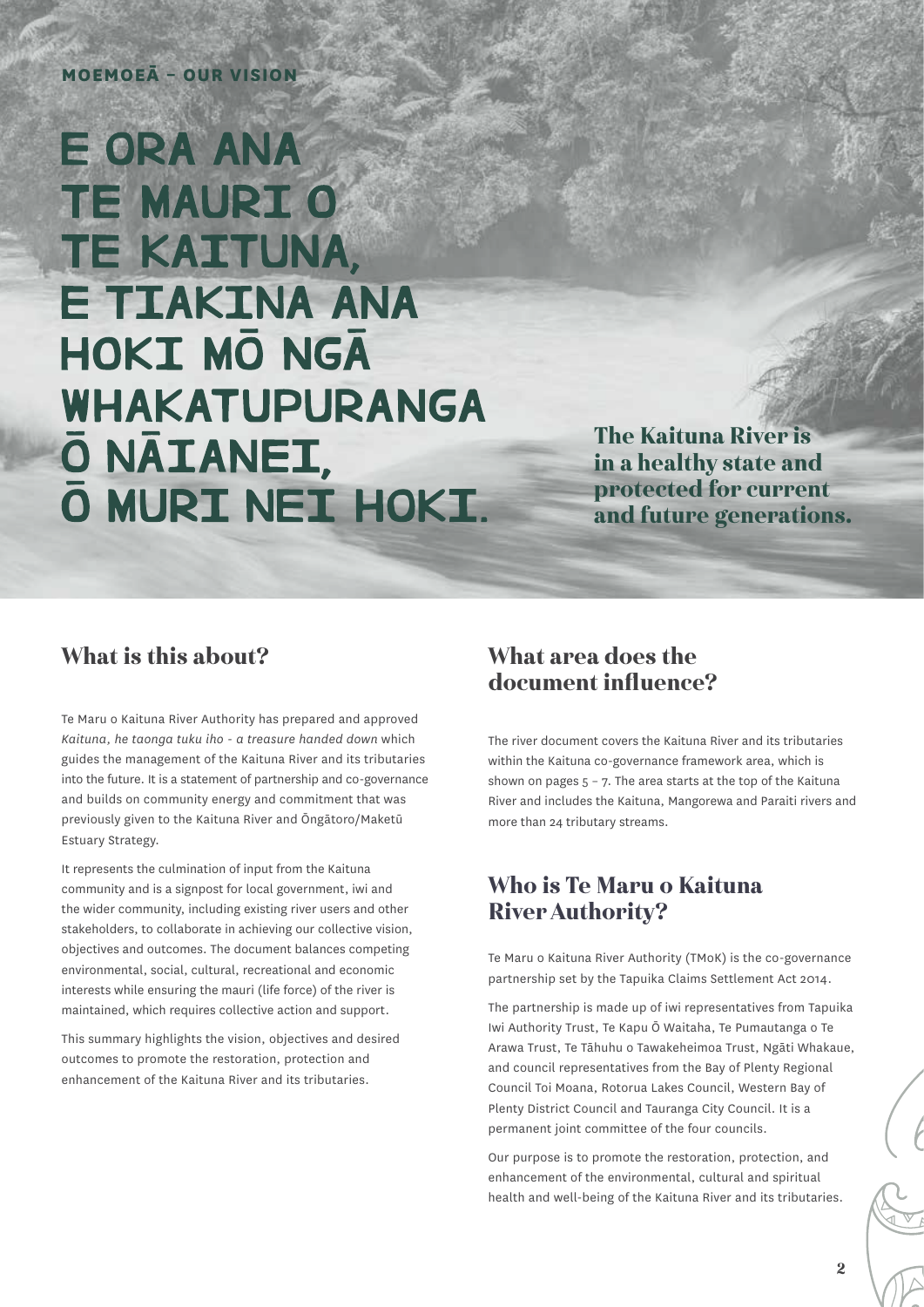MOEMOEĀ – OUR VISION

# E ORA ANA TE MAURI O TE KAITUNA, E TIAKINA ANA HOKI MŌ NGĀ WHAKATUPURANGA Ō NĀIANEI, Ō MURI NEI HOKI.

**The Kaituna River is in a healthy state and protected for current and future generations.**

## What is this about?

Te Maru o Kaituna River Authority has prepared and approved *Kaituna, he taonga tuku iho - a treasure handed down* which guides the management of the Kaituna River and its tributaries into the future. It is a statement of partnership and co-governance and builds on community energy and commitment that was previously given to the Kaituna River and Ōngātoro/Maketū Estuary Strategy.

It represents the culmination of input from the Kaituna community and is a signpost for local government, iwi and the wider community, including existing river users and other stakeholders, to collaborate in achieving our collective vision, objectives and outcomes. The document balances competing environmental, social, cultural, recreational and economic interests while ensuring the mauri (life force) of the river is maintained, which requires collective action and support.

This summary highlights the vision, objectives and desired outcomes to promote the restoration, protection and enhancement of the Kaituna River and its tributaries.

## What area does the document influence?

The river document covers the Kaituna River and its tributaries within the Kaituna co-governance framework area, which is shown on pages 5 – 7. The area starts at the top of the Kaituna River and includes the Kaituna, Mangorewa and Paraiti rivers and more than 24 tributary streams.

## Who is Te Maru o Kaituna River Authority?

Te Maru o Kaituna River Authority (TMoK) is the co-governance partnership set by the Tapuika Claims Settlement Act 2014.

The partnership is made up of iwi representatives from Tapuika Iwi Authority Trust, Te Kapu Ō Waitaha, Te Pumautanga o Te Arawa Trust, Te Tāhuhu o Tawakeheimoa Trust, Ngāti Whakaue, and council representatives from the Bay of Plenty Regional Council Toi Moana, Rotorua Lakes Council, Western Bay of Plenty District Council and Tauranga City Council. It is a permanent joint committee of the four councils.

Our purpose is to promote the restoration, protection, and enhancement of the environmental, cultural and spiritual health and well-being of the Kaituna River and its tributaries.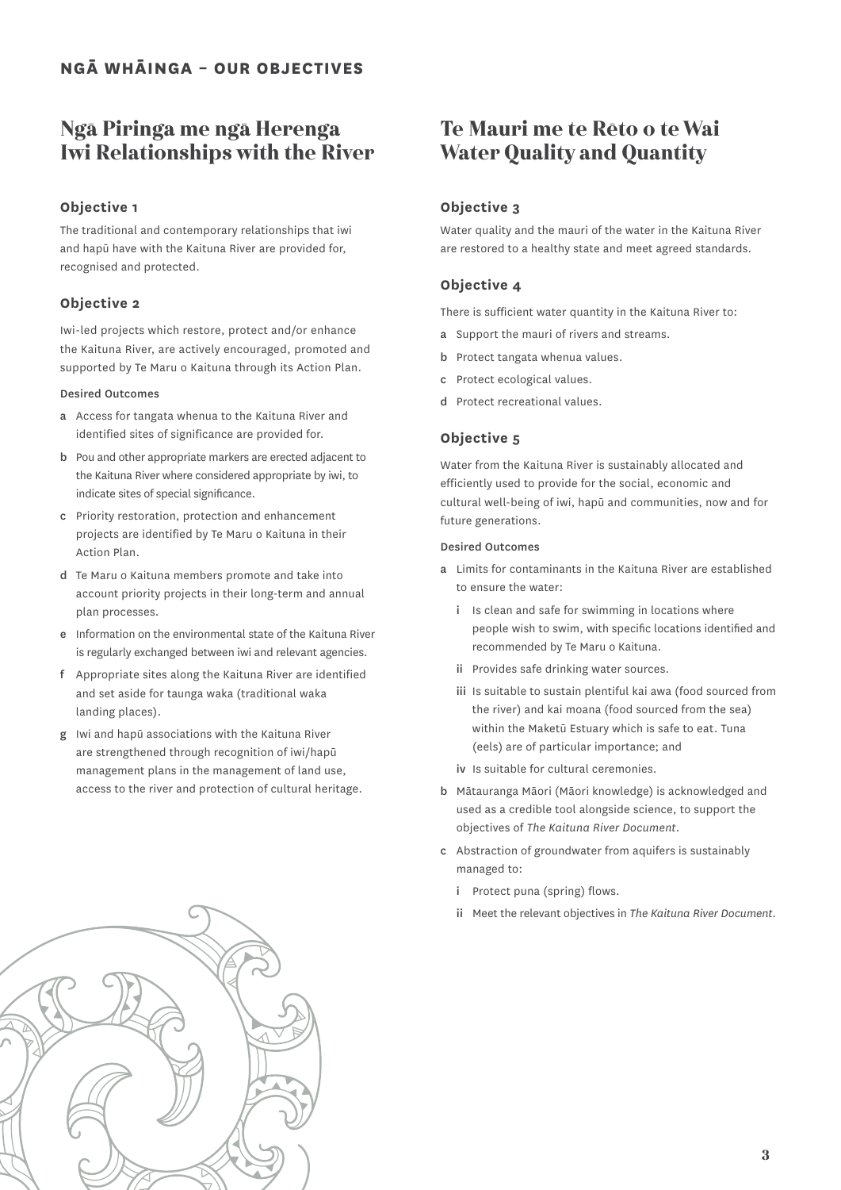# NGĀ WHĀINGA – OUR OBJECTIVES

## Ngā Piringa me ngā Herenga Iwi Relationships with the River

### Objective 1

The traditional and contemporary relationships that iwi and hapū have with the Kaituna River are provided for, recognised and protected.

### Objective 2

Iwi-led projects which restore, protect and/or enhance the Kaituna River, are actively encouraged, promoted and supported by Te Maru o Kaituna through its Action Plan.

#### Desired Outcomes

- **a** Access for tangata whenua to the Kaituna River and identified sites of significance are provided for.
- **b** Pou and other appropriate markers are erected adjacent to the Kaituna River where considered appropriate by iwi, to indicate sites of special significance.
- **c** Priority restoration, protection and enhancement projects are identified by Te Maru o Kaituna in their Action Plan.
- **d** Te Maru o Kaituna members promote and take into account priority projects in their long-term and annual plan processes.
- **e** Information on the environmental state of the Kaituna River is regularly exchanged between iwi and relevant agencies.
- **f** Appropriate sites along the Kaituna River are identified and set aside for taunga waka (traditional waka landing places).
- **g** Iwi and hapū associations with the Kaituna River are strengthened through recognition of iwi/hapū management plans in the management of land use, access to the river and protection of cultural heritage.

## Te Mauri me te Rēto o te Wai Water Quality and Quantity

### Objective 3

Water quality and the mauri of the water in the Kaituna River are restored to a healthy state and meet agreed standards.

### Objective 4

There is sufficient water quantity in the Kaituna River to:

- **a** Support the mauri of rivers and streams.
- **b** Protect tangata whenua values.
- **c** Protect ecological values.
- **d** Protect recreational values.

### Objective 5

Water from the Kaituna River is sustainably allocated and efficiently used to provide for the social, economic and cultural well-being of iwi, hapū and communities, now and for future generations.

#### Desired Outcomes

- **a** Limits for contaminants in the Kaituna River are established to ensure the water:
  - **i** Is clean and safe for swimming in locations where people wish to swim, with specific locations identified and recommended by Te Maru o Kaituna.
  - **ii** Provides safe drinking water sources.
  - **iii** Is suitable to sustain plentiful kai awa (food sourced from the river) and kai moana (food sourced from the sea) within the Maketū Estuary which is safe to eat. Tuna (eels) are of particular importance; and
  - **iv** Is suitable for cultural ceremonies.
- **b** Mātauranga Māori (Māori knowledge) is acknowledged and used as a credible tool alongside science, to support the objectives of *The Kaituna River Document*.
- **c** Abstraction of groundwater from aquifers is sustainably managed to:
  - **i** Protect puna (spring) flows.
  - **ii** Meet the relevant objectives in *The Kaituna River Document*.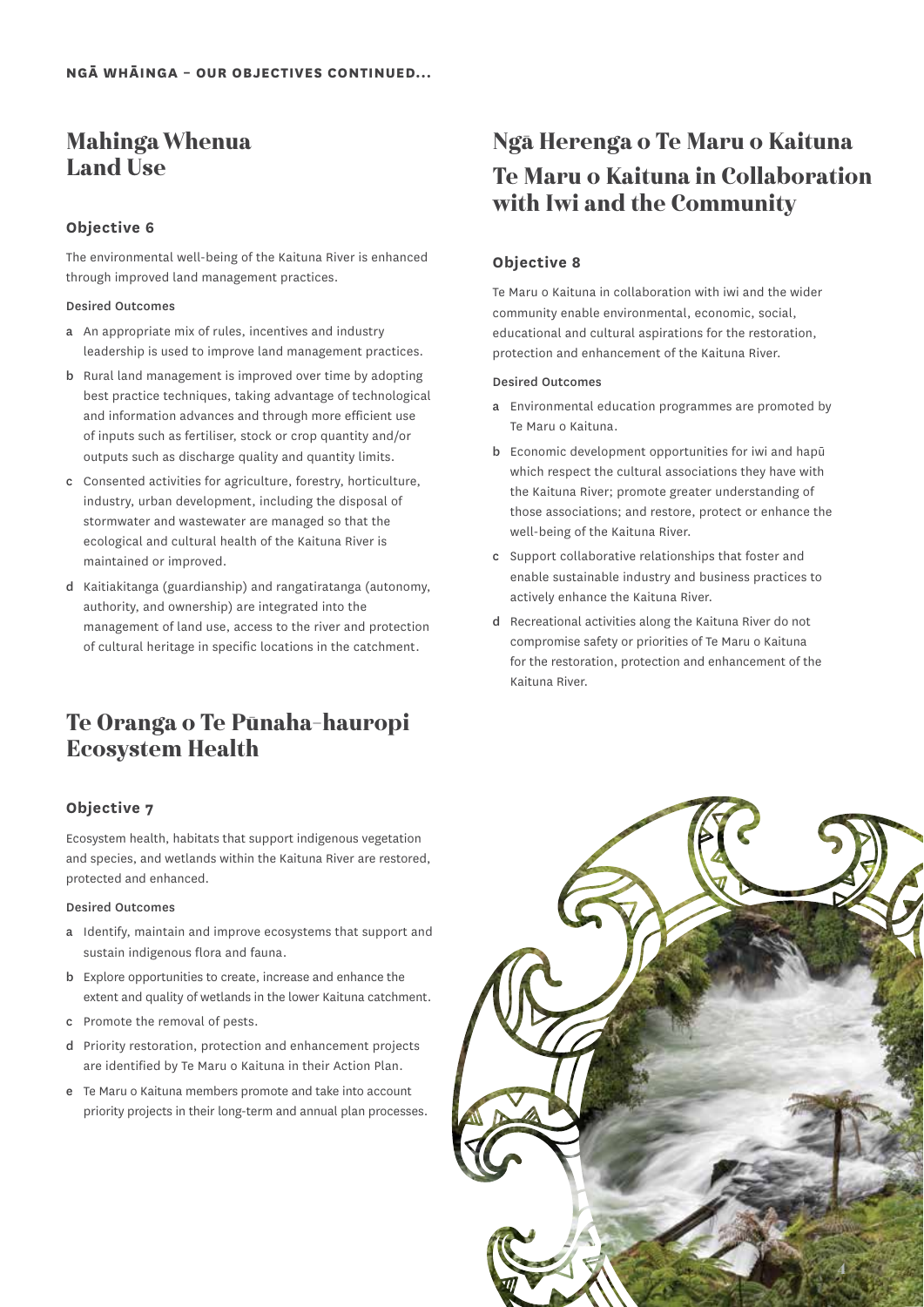**NGĀ WHĀINGA – OUR OBJECTIVES CONTINUED...**

## Mahinga Whenua
## Land Use

### Objective 6

The environmental well-being of the Kaituna River is enhanced through improved land management practices.

#### Desired Outcomes

- **a** An appropriate mix of rules, incentives and industry leadership is used to improve land management practices.
- **b** Rural land management is improved over time by adopting best practice techniques, taking advantage of technological and information advances and through more efficient use of inputs such as fertiliser, stock or crop quantity and/or outputs such as discharge quality and quantity limits.
- **c** Consented activities for agriculture, forestry, horticulture, industry, urban development, including the disposal of stormwater and wastewater are managed so that the ecological and cultural health of the Kaituna River is maintained or improved.
- **d** Kaitiakitanga (guardianship) and rangatiratanga (autonomy, authority, and ownership) are integrated into the management of land use, access to the river and protection of cultural heritage in specific locations in the catchment.

## Te Oranga o Te Pūnaha-hauropi
## Ecosystem Health

### Objective 7

Ecosystem health, habitats that support indigenous vegetation and species, and wetlands within the Kaituna River are restored, protected and enhanced.

#### Desired Outcomes

- **a** Identify, maintain and improve ecosystems that support and sustain indigenous flora and fauna.
- **b** Explore opportunities to create, increase and enhance the extent and quality of wetlands in the lower Kaituna catchment.
- **c** Promote the removal of pests.
- **d** Priority restoration, protection and enhancement projects are identified by Te Maru o Kaituna in their Action Plan.
- **e** Te Maru o Kaituna members promote and take into account priority projects in their long-term and annual plan processes.

## Ngā Herenga o Te Maru o Kaituna
## Te Maru o Kaituna in Collaboration with Iwi and the Community

### Objective 8

Te Maru o Kaituna in collaboration with iwi and the wider community enable environmental, economic, social, educational and cultural aspirations for the restoration, protection and enhancement of the Kaituna River.

#### Desired Outcomes

- **a** Environmental education programmes are promoted by Te Maru o Kaituna.
- **b** Economic development opportunities for iwi and hapū which respect the cultural associations they have with the Kaituna River; promote greater understanding of those associations; and restore, protect or enhance the well-being of the Kaituna River.
- **c** Support collaborative relationships that foster and enable sustainable industry and business practices to actively enhance the Kaituna River.
- **d** Recreational activities along the Kaituna River do not compromise safety or priorities of Te Maru o Kaituna for the restoration, protection and enhancement of the Kaituna River.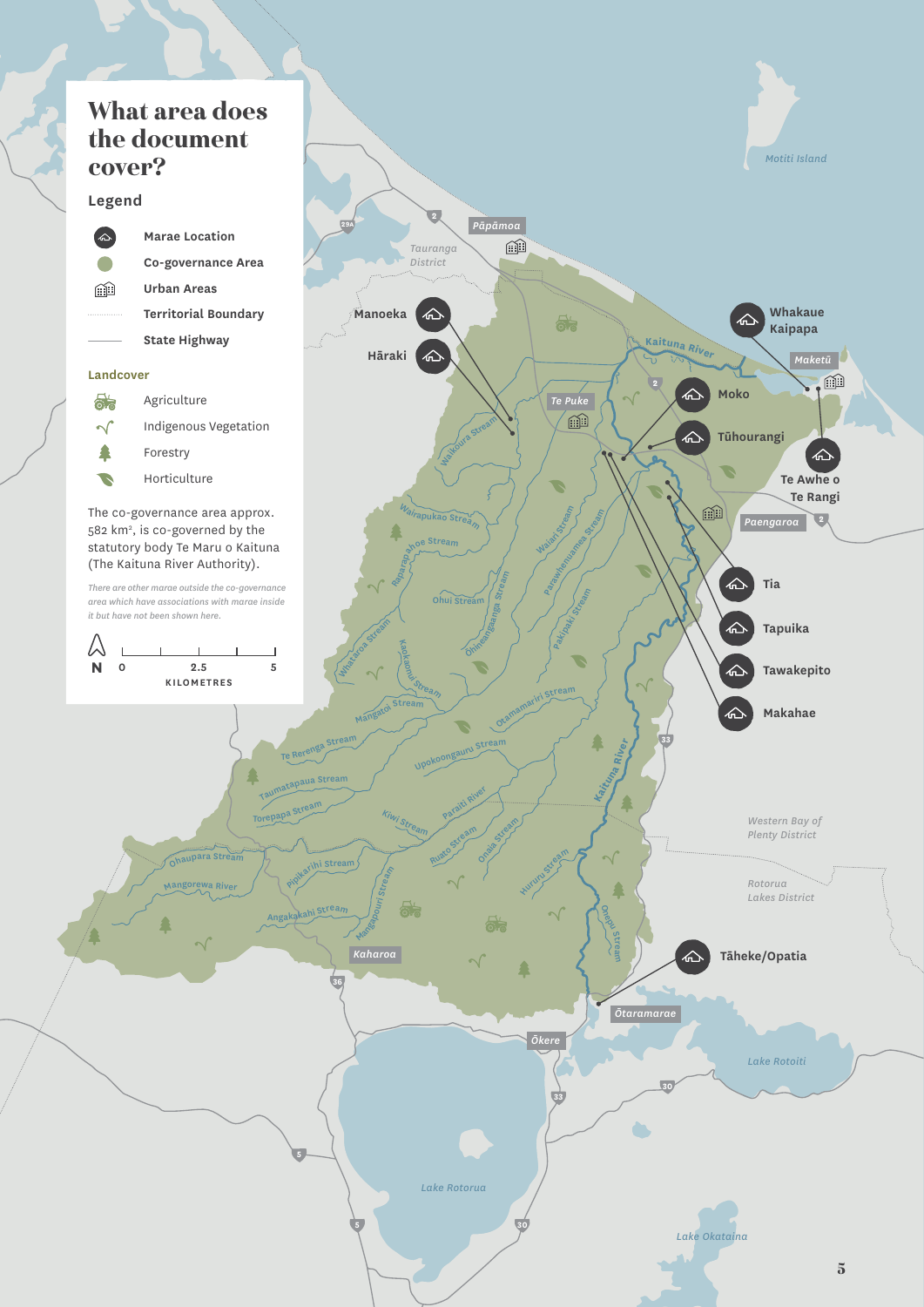# What area does the document cover?

## Legend

- Marae Location
- Co-governance Area
- Urban Areas
- Territorial Boundary
- State Highway

### Landcover

- Agriculture
- Indigenous Vegetation
- Forestry
- Horticulture

The co-governance area approx. 582 km², is co-governed by the statutory body Te Maru o Kaituna (The Kaituna River Authority).

*There are other marae outside the co-governance area which have associations with marae inside it but have not been shown here.*

N 0 2.5 5 KILOMETRES

Marae: Manoeka, Hāraki, Whakaue Kaipapa, Moko, Tūhourangi, Te Awhe o Te Rangi, Tia, Tapuika, Tawakepito, Makahae, Tāheke/Opatia

Urban areas: Pāpāmoa, Te Puke, Maketū, Paengaroa, Kaharoa, Ōtaramarae, Ōkere

Districts: Tauranga District, Western Bay of Plenty District, Rotorua Lakes District

Motiti Island, Kaituna River, Lake Rotorua, Lake Rotoiti, Lake Okataina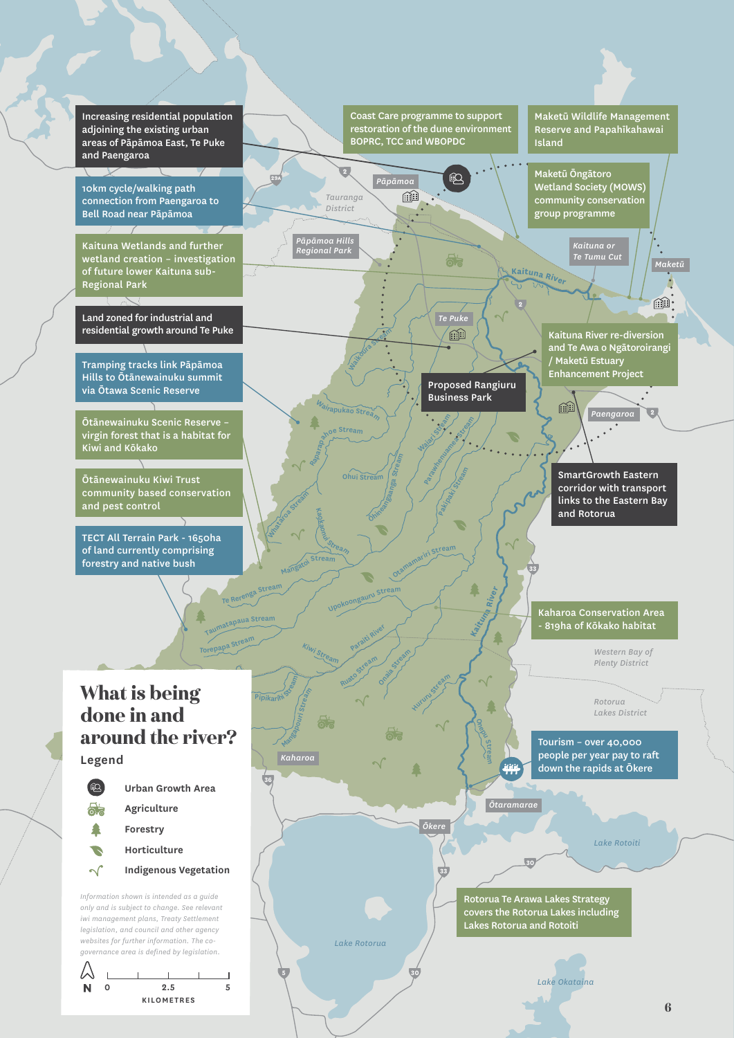# What is being done in and around the river?

Increasing residential population adjoining the existing urban areas of Pāpāmoa East, Te Puke and Paengaroa

10km cycle/walking path connection from Paengaroa to Bell Road near Pāpāmoa

Kaituna Wetlands and further wetland creation – investigation of future lower Kaituna sub-Regional Park

Land zoned for industrial and residential growth around Te Puke

Tramping tracks link Pāpāmoa Hills to Ōtānewainuku summit via Ōtawa Scenic Reserve

Ōtānewainuku Scenic Reserve – virgin forest that is a habitat for Kiwi and Kōkako

Ōtānewainuku Kiwi Trust community based conservation and pest control

TECT All Terrain Park - 1650ha of land currently comprising forestry and native bush

Coast Care programme to support restoration of the dune environment BOPRC, TCC and WBOPDC

Maketū Wildlife Management Reserve and Papahīkahawai Island

Maketū Ōngātoro Wetland Society (MOWS) community conservation group programme

Kaituna River re-diversion and Te Awa o Ngātoroirangi / Maketū Estuary Enhancement Project

Proposed Rangiuru Business Park

SmartGrowth Eastern corridor with transport links to the Eastern Bay and Rotorua

Kaharoa Conservation Area - 819ha of Kōkako habitat

Tourism – over 40,000 people per year pay to raft down the rapids at Ōkere

Rotorua Te Arawa Lakes Strategy covers the Rotorua Lakes including Lakes Rotorua and Rotoiti

## Legend

- Urban Growth Area
- Agriculture
- Forestry
- Horticulture
- Indigenous Vegetation

*Information shown is intended as a guide only and is subject to change. See relevant iwi management plans, Treaty Settlement legislation, and council and other agency websites for further information. The co-governance area is defined by legislation.*

N — 0, 2.5, 5 KILOMETRES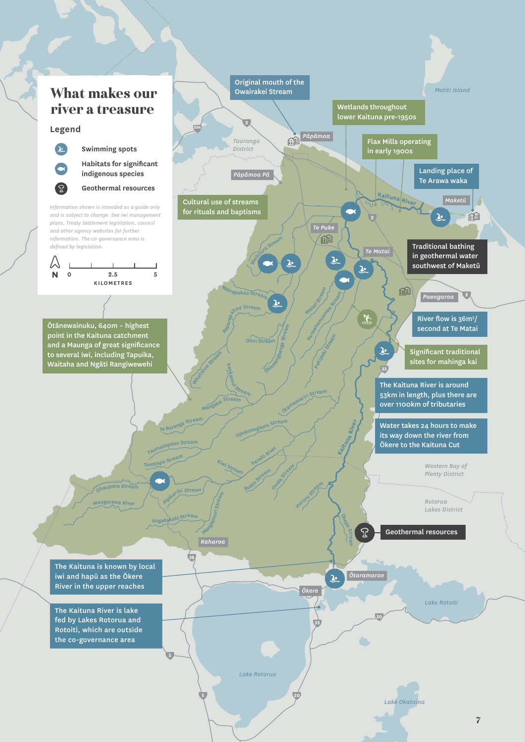# What makes our river a treasure

## Legend

- Swimming spots
- Habitats for significant indigenous species
- Geothermal resources

*Information shown is intended as a guide only and is subject to change. See iwi management plans, Treaty Settlement legislation, council and other agency websites for further information. The co-governance area is defined by legislation.*

N 0 2.5 5 KILOMETRES

Original mouth of the Owairakei Stream

Wetlands throughout lower Kaituna pre-1950s

Flax Mills operating in early 1900s

Landing place of Te Arawa waka

Cultural use of streams for rituals and baptisms

Traditional bathing in geothermal water southwest of Maketū

River flow is 36m³/second at Te Matai

Significant traditional sites for mahinga kai

The Kaituna River is around 53km in length, plus there are over 1100km of tributaries

Water takes 24 hours to make its way down the river from Ōkere to the Kaituna Cut

Ōtānewainuku, 640m – highest point in the Kaituna catchment and a Maunga of great significance to several iwi, including Tapuika, Waitaha and Ngāti Rangiwewehi

Geothermal resources

The Kaituna is known by local iwi and hapū as the Ōkere River in the upper reaches

The Kaituna River is lake fed by Lakes Rotorua and Rotoiti, which are outside the co-governance area

Motiti Island · Pāpāmoa · Tauranga District · Pāpāmoa Pā · Kaituna River · Maketū · Te Puke · Te Matai · Paengaroa · Waiari Stream · Wairapukao Stream · Raparapahoe Stream · Ohui Stream · Ōhineangaanga Stream · Parawhenuamea Stream · Pakipaki Stream · Waitaroa Stream · Kaokaonui Stream · Mangatoi Stream · Otamamariri Stream · Te Rerenga Stream · Upokoongaruru Stream · Taumatapaua Stream · Torepapa Stream · Kiwi Stream · Paraiti River · Ohaupara Stream · Pipikarihi Stream · Ruato Stream · Onaia Stream · Huruni Stream · Mangorewa River · Angakakahi Stream · Mangaouri Stream · Onepu Stream · Kaharoa · Ōtaramarae · Ōkere · Lake Rotoiti · Lake Rotorua · Lake Okataina · Western Bay of Plenty District · Rotorua Lakes District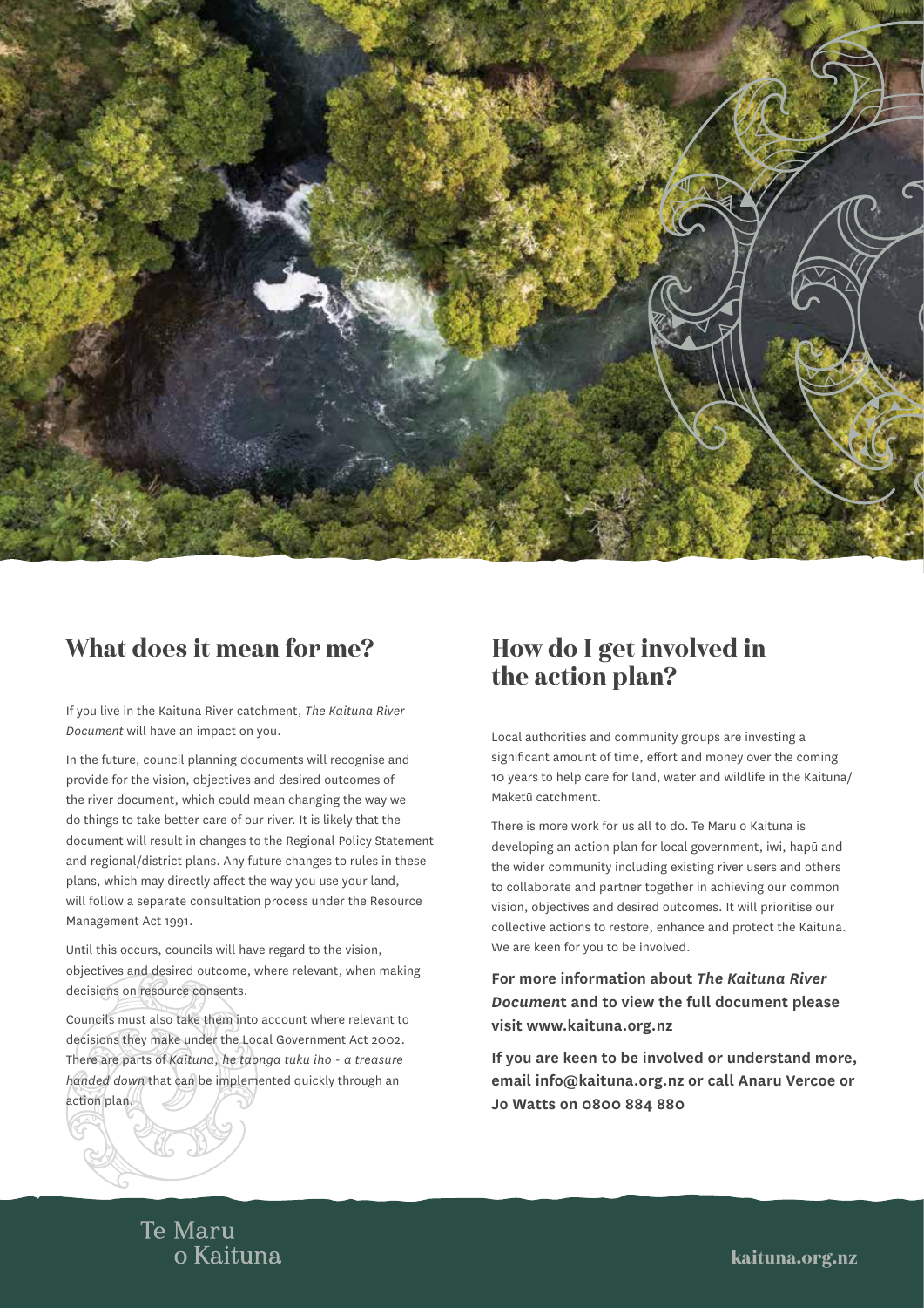## What does it mean for me?

If you live in the Kaituna River catchment, *The Kaituna River Document* will have an impact on you.

In the future, council planning documents will recognise and provide for the vision, objectives and desired outcomes of the river document, which could mean changing the way we do things to take better care of our river. It is likely that the document will result in changes to the Regional Policy Statement and regional/district plans. Any future changes to rules in these plans, which may directly affect the way you use your land, will follow a separate consultation process under the Resource Management Act 1991.

Until this occurs, councils will have regard to the vision, objectives and desired outcome, where relevant, when making decisions on resource consents.

Councils must also take them into account where relevant to decisions they make under the Local Government Act 2002. There are parts of *Kaituna, he taonga tuku iho - a treasure handed down* that can be implemented quickly through an action plan.

## How do I get involved in the action plan?

Local authorities and community groups are investing a significant amount of time, effort and money over the coming 10 years to help care for land, water and wildlife in the Kaituna/ Maketū catchment.

There is more work for us all to do. Te Maru o Kaituna is developing an action plan for local government, iwi, hapū and the wider community including existing river users and others to collaborate and partner together in achieving our common vision, objectives and desired outcomes. It will prioritise our collective actions to restore, enhance and protect the Kaituna. We are keen for you to be involved.

**For more information about *The Kaituna River Document* and to view the full document please visit www.kaituna.org.nz**

**If you are keen to be involved or understand more, email info@kaituna.org.nz or call Anaru Vercoe or Jo Watts on 0800 884 880**

Te Maru o Kaituna

kaituna.org.nz